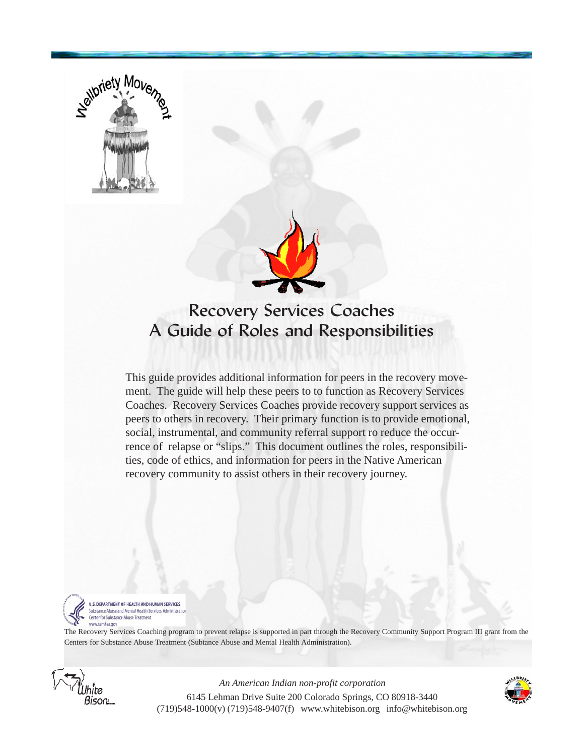Wellbriety Movement

# Recovery Services Coaches
# A Guide of Roles and Responsibilities

This guide provides additional information for peers in the recovery movement. The guide will help these peers to to function as Recovery Services Coaches. Recovery Services Coaches provide recovery support services as peers to others in recovery. Their primary function is to provide emotional, social, instrumental, and community referral support ro reduce the occurrence of relapse or "slips." This document outlines the roles, responsibilities, code of ethics, and information for peers in the Native American recovery community to assist others in their recovery journey.

U.S. DEPARTMENT OF HEALTH AND HUMAN SERVICES
Substance Abuse and Mental Health Services Administration
Center for Substance Abuse Treatment
www.samhsa.gov

The Recovery Services Coaching program to prevent relapse is supported in part through the Recovery Community Support Program III grant from the Centers for Substance Abuse Treatment (Subtance Abuse and Mental Health Administration).

White Bison

*An American Indian non-profit corporation*

6145 Lehman Drive Suite 200 Colorado Springs, CO 80918-3440
(719)548-1000(v) (719)548-9407(f) www.whitebison.org info@whitebison.org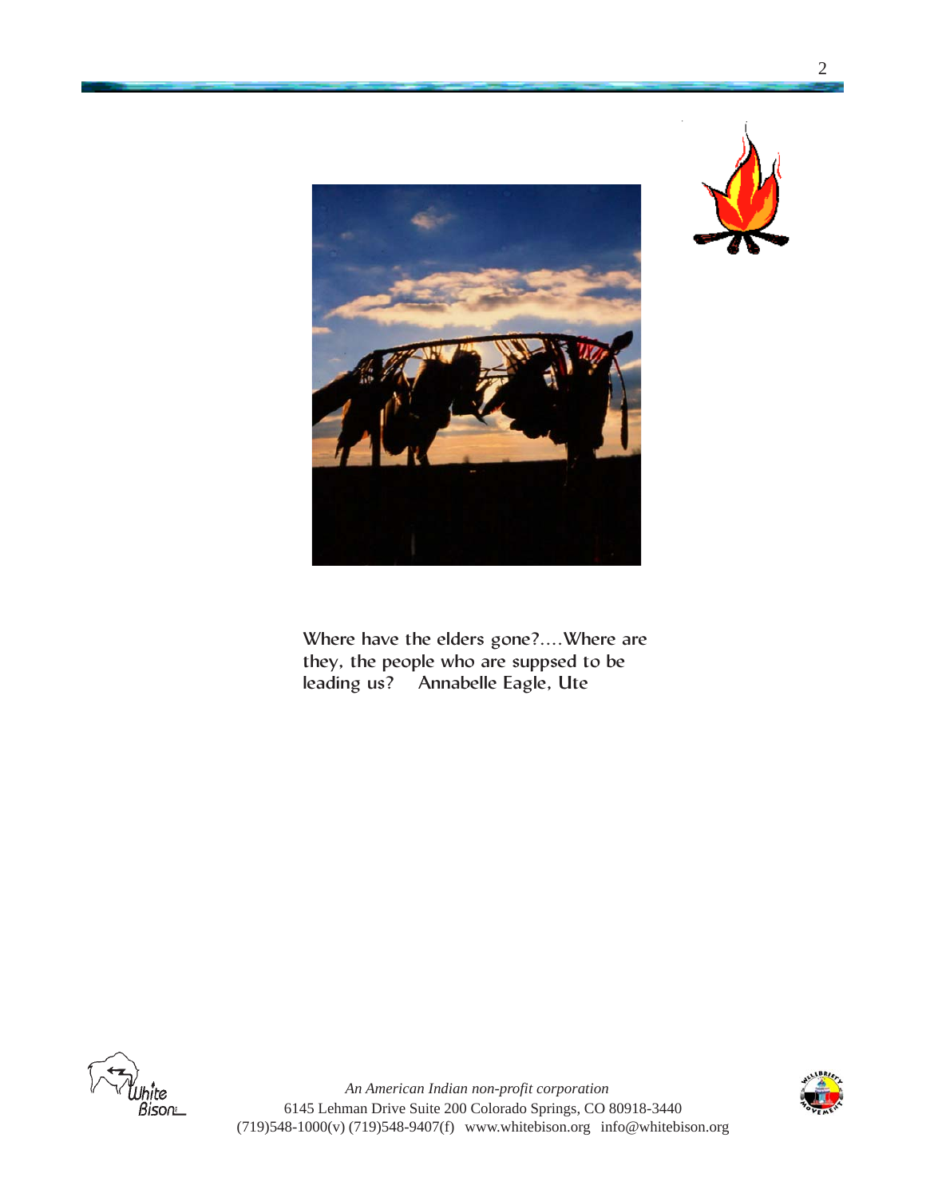Where have the elders gone?....Where are they, the people who are suppsed to be leading us? Annabelle Eagle, Ute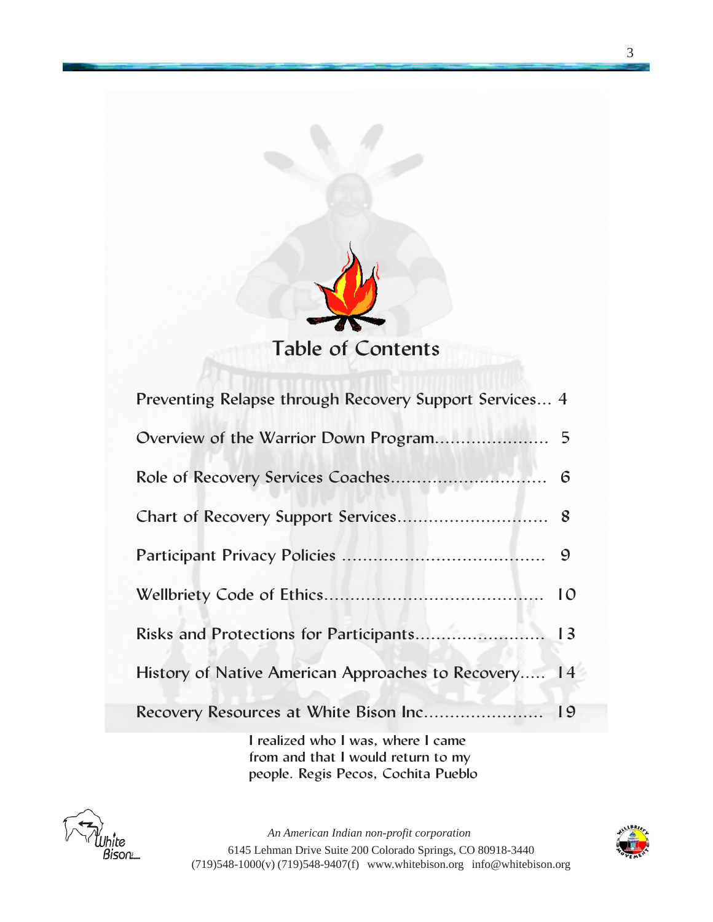# Table of Contents

| | |
|---|---|
| Preventing Relapse through Recovery Support Services | 4 |
| Overview of the Warrior Down Program | 5 |
| Role of Recovery Services Coaches | 6 |
| Chart of Recovery Support Services | 8 |
| Participant Privacy Policies | 9 |
| Wellbriety Code of Ethics | 10 |
| Risks and Protections for Participants | 13 |
| History of Native American Approaches to Recovery | 14 |
| Recovery Resources at White Bison Inc | 19 |

I realized who I was, where I came from and that I would return to my people. Regis Pecos, Cochita Pueblo

*An American Indian non-profit corporation*

6145 Lehman Drive Suite 200 Colorado Springs, CO 80918-3440

(719)548-1000(v) (719)548-9407(f) www.whitebison.org info@whitebison.org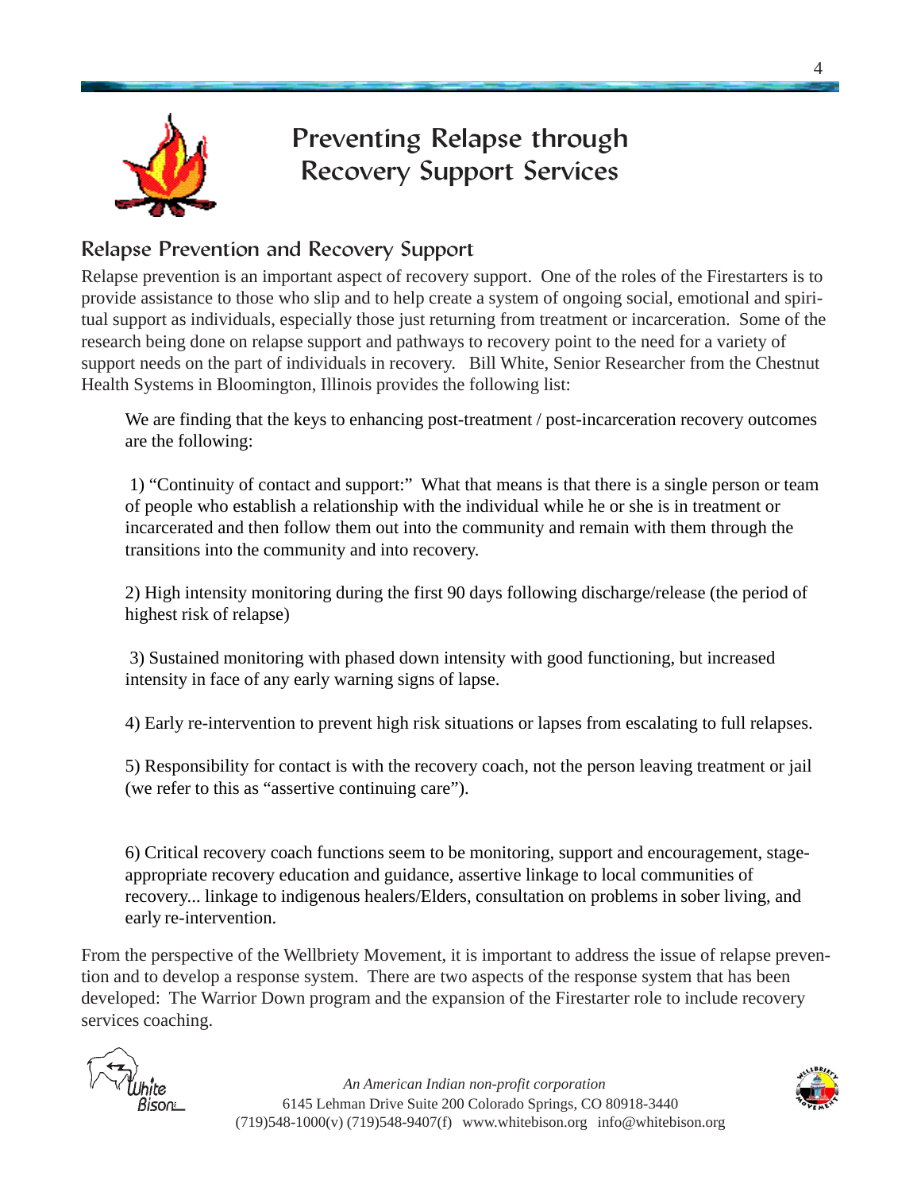# Preventing Relapse through Recovery Support Services

## Relapse Prevention and Recovery Support

Relapse prevention is an important aspect of recovery support. One of the roles of the Firestarters is to provide assistance to those who slip and to help create a system of ongoing social, emotional and spiritual support as individuals, especially those just returning from treatment or incarceration. Some of the research being done on relapse support and pathways to recovery point to the need for a variety of support needs on the part of individuals in recovery. Bill White, Senior Researcher from the Chestnut Health Systems in Bloomington, Illinois provides the following list:

> We are finding that the keys to enhancing post-treatment / post-incarceration recovery outcomes are the following:
>
> 1) "Continuity of contact and support:" What that means is that there is a single person or team of people who establish a relationship with the individual while he or she is in treatment or incarcerated and then follow them out into the community and remain with them through the transitions into the community and into recovery.
>
> 2) High intensity monitoring during the first 90 days following discharge/release (the period of highest risk of relapse)
>
> 3) Sustained monitoring with phased down intensity with good functioning, but increased intensity in face of any early warning signs of lapse.
>
> 4) Early re-intervention to prevent high risk situations or lapses from escalating to full relapses.
>
> 5) Responsibility for contact is with the recovery coach, not the person leaving treatment or jail (we refer to this as "assertive continuing care").
>
> 6) Critical recovery coach functions seem to be monitoring, support and encouragement, stage-appropriate recovery education and guidance, assertive linkage to local communities of recovery... linkage to indigenous healers/Elders, consultation on problems in sober living, and early re-intervention.

From the perspective of the Wellbriety Movement, it is important to address the issue of relapse prevention and to develop a response system. There are two aspects of the response system that has been developed: The Warrior Down program and the expansion of the Firestarter role to include recovery services coaching.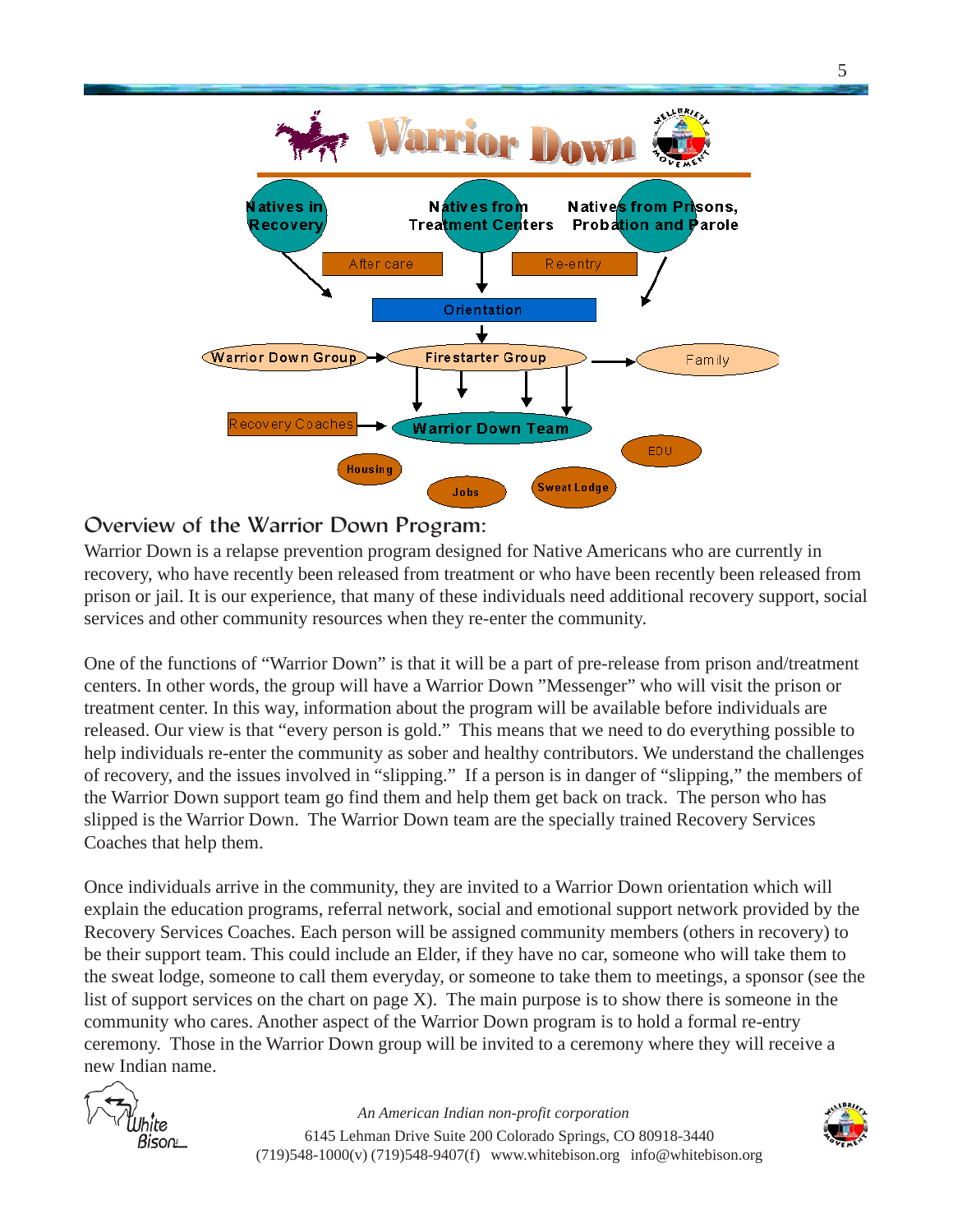# Warrior Down

Natives in Recovery

Natives from Treatment Centers

Natives from Prisons, Probation and Parole

After care

Re-entry

Orientation

Warrior Down Group

Firestarter Group

Family

Recovery Coaches

Warrior Down Team

EDU

Housing

Jobs

Sweat Lodge

## Overview of the Warrior Down Program:

Warrior Down is a relapse prevention program designed for Native Americans who are currently in recovery, who have recently been released from treatment or who have been recently been released from prison or jail. It is our experience, that many of these individuals need additional recovery support, social services and other community resources when they re-enter the community.

One of the functions of "Warrior Down" is that it will be a part of pre-release from prison and/treatment centers. In other words, the group will have a Warrior Down "Messenger" who will visit the prison or treatment center. In this way, information about the program will be available before individuals are released. Our view is that "every person is gold." This means that we need to do everything possible to help individuals re-enter the community as sober and healthy contributors. We understand the challenges of recovery, and the issues involved in "slipping." If a person is in danger of "slipping," the members of the Warrior Down support team go find them and help them get back on track. The person who has slipped is the Warrior Down. The Warrior Down team are the specially trained Recovery Services Coaches that help them.

Once individuals arrive in the community, they are invited to a Warrior Down orientation which will explain the education programs, referral network, social and emotional support network provided by the Recovery Services Coaches. Each person will be assigned community members (others in recovery) to be their support team. This could include an Elder, if they have no car, someone who will take them to the sweat lodge, someone to call them everyday, or someone to take them to meetings, a sponsor (see the list of support services on the chart on page X). The main purpose is to show there is someone in the community who cares. Another aspect of the Warrior Down program is to hold a formal re-entry ceremony. Those in the Warrior Down group will be invited to a ceremony where they will receive a new Indian name.

*An American Indian non-profit corporation*

6145 Lehman Drive Suite 200 Colorado Springs, CO 80918-3440
(719)548-1000(v) (719)548-9407(f) www.whitebison.org info@whitebison.org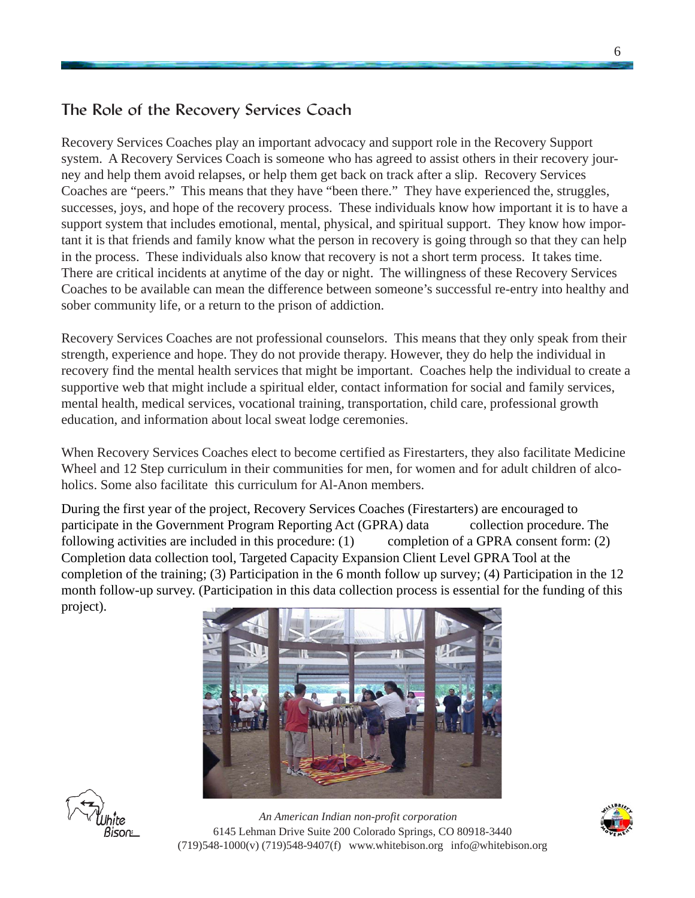## The Role of the Recovery Services Coach

Recovery Services Coaches play an important advocacy and support role in the Recovery Support system. A Recovery Services Coach is someone who has agreed to assist others in their recovery journey and help them avoid relapses, or help them get back on track after a slip. Recovery Services Coaches are "peers." This means that they have "been there." They have experienced the, struggles, successes, joys, and hope of the recovery process. These individuals know how important it is to have a support system that includes emotional, mental, physical, and spiritual support. They know how important it is that friends and family know what the person in recovery is going through so that they can help in the process. These individuals also know that recovery is not a short term process. It takes time. There are critical incidents at anytime of the day or night. The willingness of these Recovery Services Coaches to be available can mean the difference between someone's successful re-entry into healthy and sober community life, or a return to the prison of addiction.

Recovery Services Coaches are not professional counselors. This means that they only speak from their strength, experience and hope. They do not provide therapy. However, they do help the individual in recovery find the mental health services that might be important. Coaches help the individual to create a supportive web that might include a spiritual elder, contact information for social and family services, mental health, medical services, vocational training, transportation, child care, professional growth education, and information about local sweat lodge ceremonies.

When Recovery Services Coaches elect to become certified as Firestarters, they also facilitate Medicine Wheel and 12 Step curriculum in their communities for men, for women and for adult children of alcoholics. Some also facilitate this curriculum for Al-Anon members.

During the first year of the project, Recovery Services Coaches (Firestarters) are encouraged to participate in the Government Program Reporting Act (GPRA) data collection procedure. The following activities are included in this procedure: (1) completion of a GPRA consent form: (2) Completion data collection tool, Targeted Capacity Expansion Client Level GPRA Tool at the completion of the training; (3) Participation in the 6 month follow up survey; (4) Participation in the 12 month follow-up survey. (Participation in this data collection process is essential for the funding of this project).

*An American Indian non-profit corporation*
6145 Lehman Drive Suite 200 Colorado Springs, CO 80918-3440
(719)548-1000(v) (719)548-9407(f) www.whitebison.org info@whitebison.org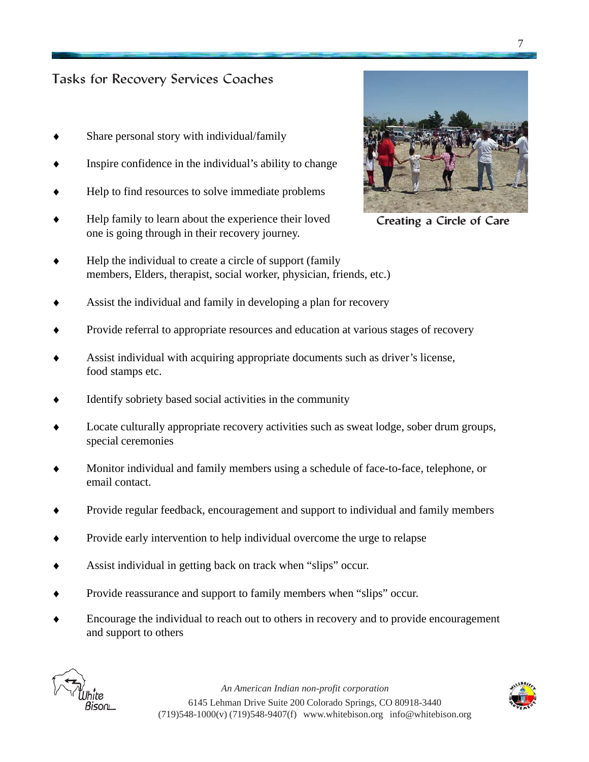## Tasks for Recovery Services Coaches

Creating a Circle of Care

- Share personal story with individual/family
- Inspire confidence in the individual's ability to change
- Help to find resources to solve immediate problems
- Help family to learn about the experience their loved one is going through in their recovery journey.
- Help the individual to create a circle of support (family members, Elders, therapist, social worker, physician, friends, etc.)
- Assist the individual and family in developing a plan for recovery
- Provide referral to appropriate resources and education at various stages of recovery
- Assist individual with acquiring appropriate documents such as driver's license, food stamps etc.
- Identify sobriety based social activities in the community
- Locate culturally appropriate recovery activities such as sweat lodge, sober drum groups, special ceremonies
- Monitor individual and family members using a schedule of face-to-face, telephone, or email contact.
- Provide regular feedback, encouragement and support to individual and family members
- Provide early intervention to help individual overcome the urge to relapse
- Assist individual in getting back on track when "slips" occur.
- Provide reassurance and support to family members when "slips" occur.
- Encourage the individual to reach out to others in recovery and to provide encouragement and support to others

*An American Indian non-profit corporation*

6145 Lehman Drive Suite 200 Colorado Springs, CO 80918-3440

(719)548-1000(v) (719)548-9407(f) www.whitebison.org info@whitebison.org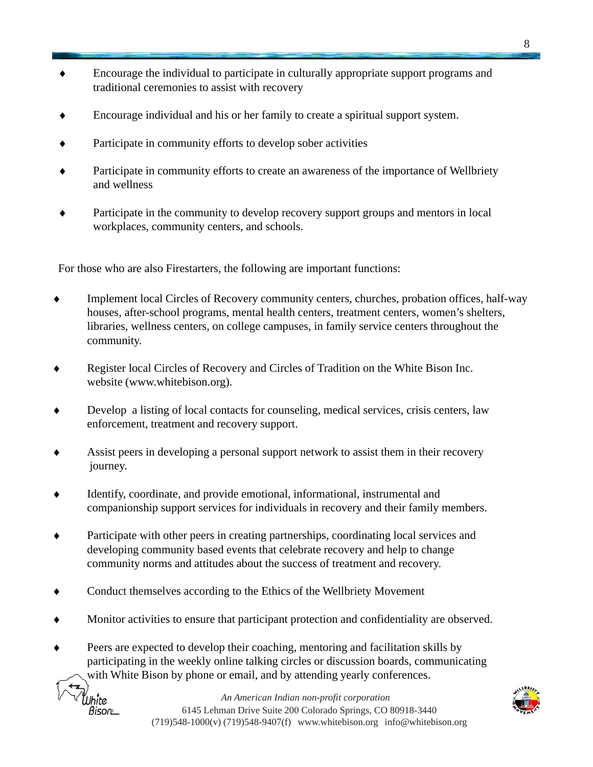- Encourage the individual to participate in culturally appropriate support programs and traditional ceremonies to assist with recovery
- Encourage individual and his or her family to create a spiritual support system.
- Participate in community efforts to develop sober activities
- Participate in community efforts to create an awareness of the importance of Wellbriety and wellness
- Participate in the community to develop recovery support groups and mentors in local workplaces, community centers, and schools.

For those who are also Firestarters, the following are important functions:

- Implement local Circles of Recovery community centers, churches, probation offices, half-way houses, after-school programs, mental health centers, treatment centers, women's shelters, libraries, wellness centers, on college campuses, in family service centers throughout the community.
- Register local Circles of Recovery and Circles of Tradition on the White Bison Inc. website (www.whitebison.org).
- Develop a listing of local contacts for counseling, medical services, crisis centers, law enforcement, treatment and recovery support.
- Assist peers in developing a personal support network to assist them in their recovery journey.
- Identify, coordinate, and provide emotional, informational, instrumental and companionship support services for individuals in recovery and their family members.
- Participate with other peers in creating partnerships, coordinating local services and developing community based events that celebrate recovery and help to change community norms and attitudes about the success of treatment and recovery.
- Conduct themselves according to the Ethics of the Wellbriety Movement
- Monitor activities to ensure that participant protection and confidentiality are observed.
- Peers are expected to develop their coaching, mentoring and facilitation skills by participating in the weekly online talking circles or discussion boards, communicating with White Bison by phone or email, and by attending yearly conferences.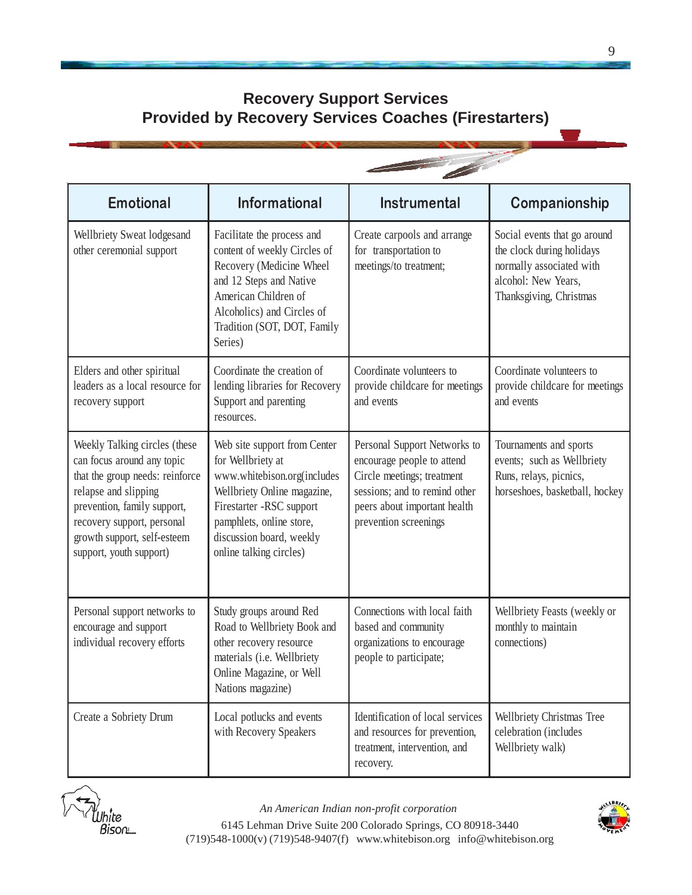## Recovery Support Services
## Provided by Recovery Services Coaches (Firestarters)

| Emotional | Informational | Instrumental | Companionship |
|---|---|---|---|
| Wellbriety Sweat lodgesand other ceremonial support | Facilitate the process and content of weekly Circles of Recovery (Medicine Wheel and 12 Steps and Native American Children of Alcoholics) and Circles of Tradition (SOT, DOT, Family Series) | Create carpools and arrange for transportation to meetings/to treatment; | Social events that go around the clock during holidays normally associated with alcohol: New Years, Thanksgiving, Christmas |
| Elders and other spiritual leaders as a local resource for recovery support | Coordinate the creation of lending libraries for Recovery Support and parenting resources. | Coordinate volunteers to provide childcare for meetings and events | Coordinate volunteers to provide childcare for meetings and events |
| Weekly Talking circles (these can focus around any topic that the group needs: reinforce relapse and slipping prevention, family support, recovery support, personal growth support, self-esteem support, youth support) | Web site support from Center for Wellbriety at www.whitebison.org(includes Wellbriety Online magazine, Firestarter -RSC support pamphlets, online store, discussion board, weekly online talking circles) | Personal Support Networks to encourage people to attend Circle meetings; treatment sessions; and to remind other peers about important health prevention screenings | Tournaments and sports events; such as Wellbriety Runs, relays, picnics, horseshoes, basketball, hockey |
| Personal support networks to encourage and support individual recovery efforts | Study groups around Red Road to Wellbriety Book and other recovery resource materials (i.e. Wellbriety Online Magazine, or Well Nations magazine) | Connections with local faith based and community organizations to encourage people to participate; | Wellbriety Feasts (weekly or monthly to maintain connections) |
| Create a Sobriety Drum | Local potlucks and events with Recovery Speakers | Identification of local services and resources for prevention, treatment, intervention, and recovery. | Wellbriety Christmas Tree celebration (includes Wellbriety walk) |

*An American Indian non-profit corporation*

6145 Lehman Drive Suite 200 Colorado Springs, CO 80918-3440

(719)548-1000(v) (719)548-9407(f) www.whitebison.org info@whitebison.org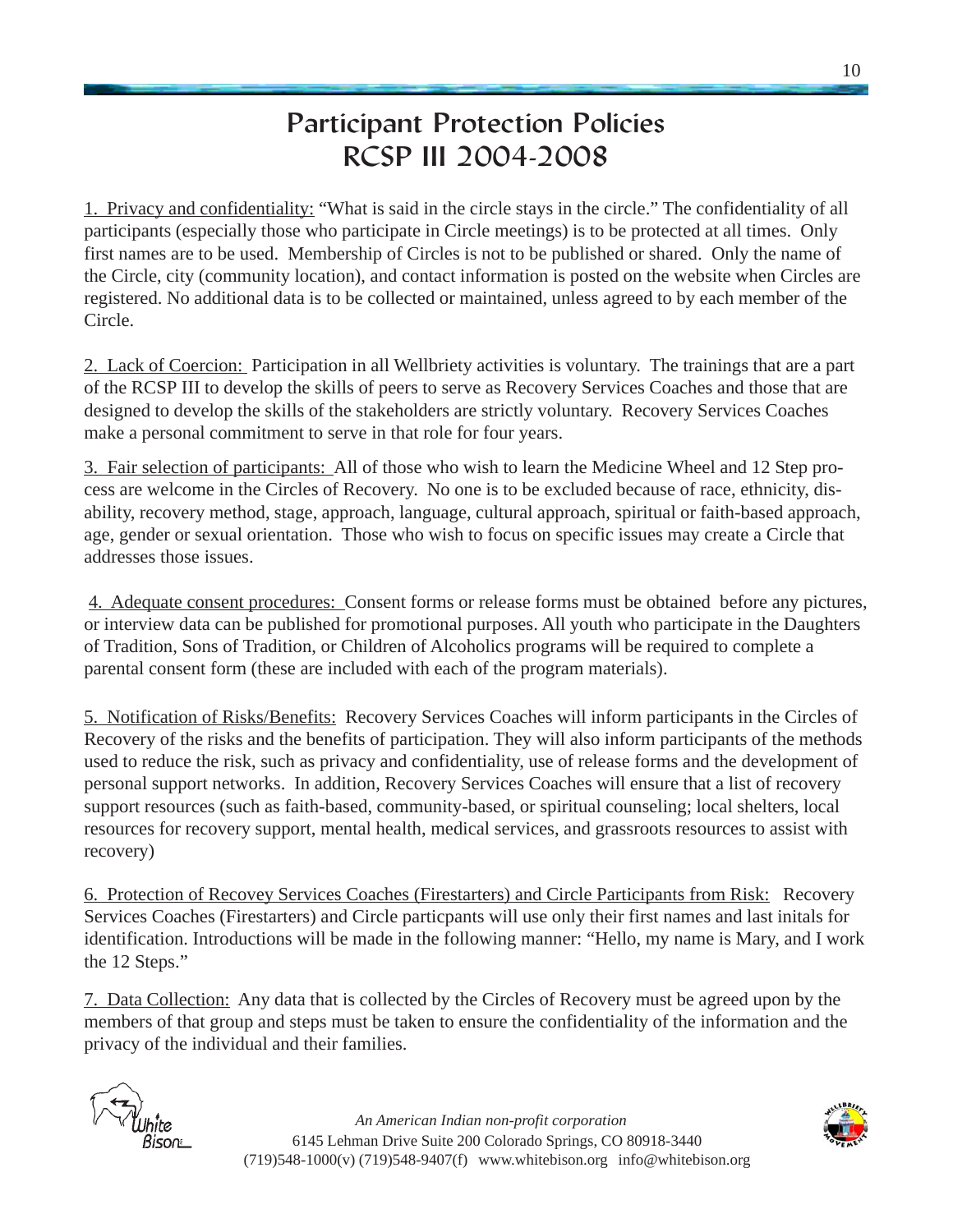# Participant Protection Policies
# RCSP III 2004-2008

1. Privacy and confidentiality: "What is said in the circle stays in the circle." The confidentiality of all participants (especially those who participate in Circle meetings) is to be protected at all times. Only first names are to be used. Membership of Circles is not to be published or shared. Only the name of the Circle, city (community location), and contact information is posted on the website when Circles are registered. No additional data is to be collected or maintained, unless agreed to by each member of the Circle.

2. Lack of Coercion: Participation in all Wellbriety activities is voluntary. The trainings that are a part of the RCSP III to develop the skills of peers to serve as Recovery Services Coaches and those that are designed to develop the skills of the stakeholders are strictly voluntary. Recovery Services Coaches make a personal commitment to serve in that role for four years.

3. Fair selection of participants: All of those who wish to learn the Medicine Wheel and 12 Step process are welcome in the Circles of Recovery. No one is to be excluded because of race, ethnicity, disability, recovery method, stage, approach, language, cultural approach, spiritual or faith-based approach, age, gender or sexual orientation. Those who wish to focus on specific issues may create a Circle that addresses those issues.

4. Adequate consent procedures: Consent forms or release forms must be obtained before any pictures, or interview data can be published for promotional purposes. All youth who participate in the Daughters of Tradition, Sons of Tradition, or Children of Alcoholics programs will be required to complete a parental consent form (these are included with each of the program materials).

5. Notification of Risks/Benefits: Recovery Services Coaches will inform participants in the Circles of Recovery of the risks and the benefits of participation. They will also inform participants of the methods used to reduce the risk, such as privacy and confidentiality, use of release forms and the development of personal support networks. In addition, Recovery Services Coaches will ensure that a list of recovery support resources (such as faith-based, community-based, or spiritual counseling; local shelters, local resources for recovery support, mental health, medical services, and grassroots resources to assist with recovery)

6. Protection of Recovey Services Coaches (Firestarters) and Circle Participants from Risk: Recovery Services Coaches (Firestarters) and Circle particpants will use only their first names and last initals for identification. Introductions will be made in the following manner: "Hello, my name is Mary, and I work the 12 Steps."

7. Data Collection: Any data that is collected by the Circles of Recovery must be agreed upon by the members of that group and steps must be taken to ensure the confidentiality of the information and the privacy of the individual and their families.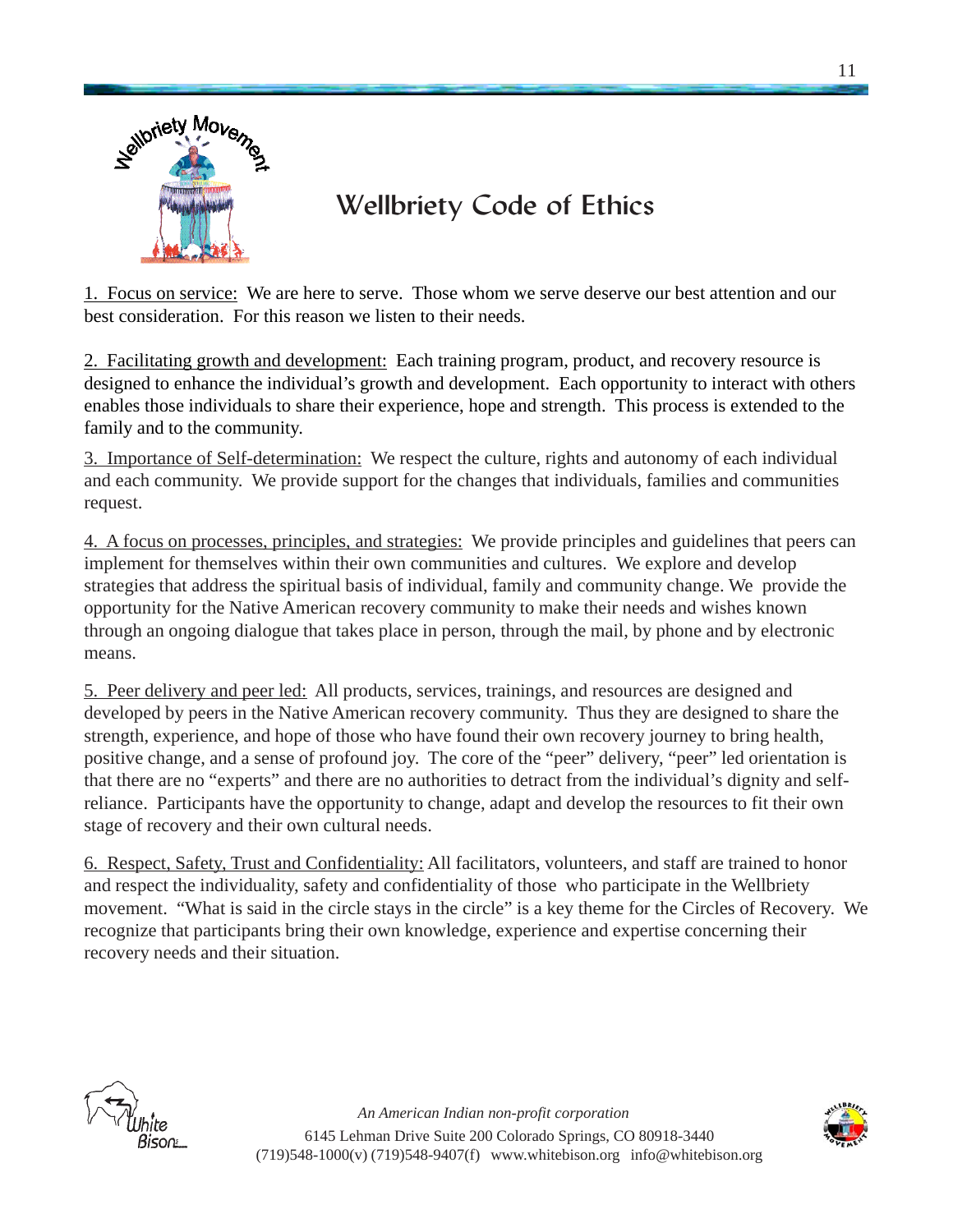# Wellbriety Code of Ethics

1. Focus on service: We are here to serve. Those whom we serve deserve our best attention and our best consideration. For this reason we listen to their needs.

2. Facilitating growth and development: Each training program, product, and recovery resource is designed to enhance the individual's growth and development. Each opportunity to interact with others enables those individuals to share their experience, hope and strength. This process is extended to the family and to the community.

3. Importance of Self-determination: We respect the culture, rights and autonomy of each individual and each community. We provide support for the changes that individuals, families and communities request.

4. A focus on processes, principles, and strategies: We provide principles and guidelines that peers can implement for themselves within their own communities and cultures. We explore and develop strategies that address the spiritual basis of individual, family and community change. We provide the opportunity for the Native American recovery community to make their needs and wishes known through an ongoing dialogue that takes place in person, through the mail, by phone and by electronic means.

5. Peer delivery and peer led: All products, services, trainings, and resources are designed and developed by peers in the Native American recovery community. Thus they are designed to share the strength, experience, and hope of those who have found their own recovery journey to bring health, positive change, and a sense of profound joy. The core of the "peer" delivery, "peer" led orientation is that there are no "experts" and there are no authorities to detract from the individual's dignity and self-reliance. Participants have the opportunity to change, adapt and develop the resources to fit their own stage of recovery and their own cultural needs.

6. Respect, Safety, Trust and Confidentiality: All facilitators, volunteers, and staff are trained to honor and respect the individuality, safety and confidentiality of those who participate in the Wellbriety movement. "What is said in the circle stays in the circle" is a key theme for the Circles of Recovery. We recognize that participants bring their own knowledge, experience and expertise concerning their recovery needs and their situation.

*An American Indian non-profit corporation*
6145 Lehman Drive Suite 200 Colorado Springs, CO 80918-3440
(719)548-1000(v) (719)548-9407(f) www.whitebison.org info@whitebison.org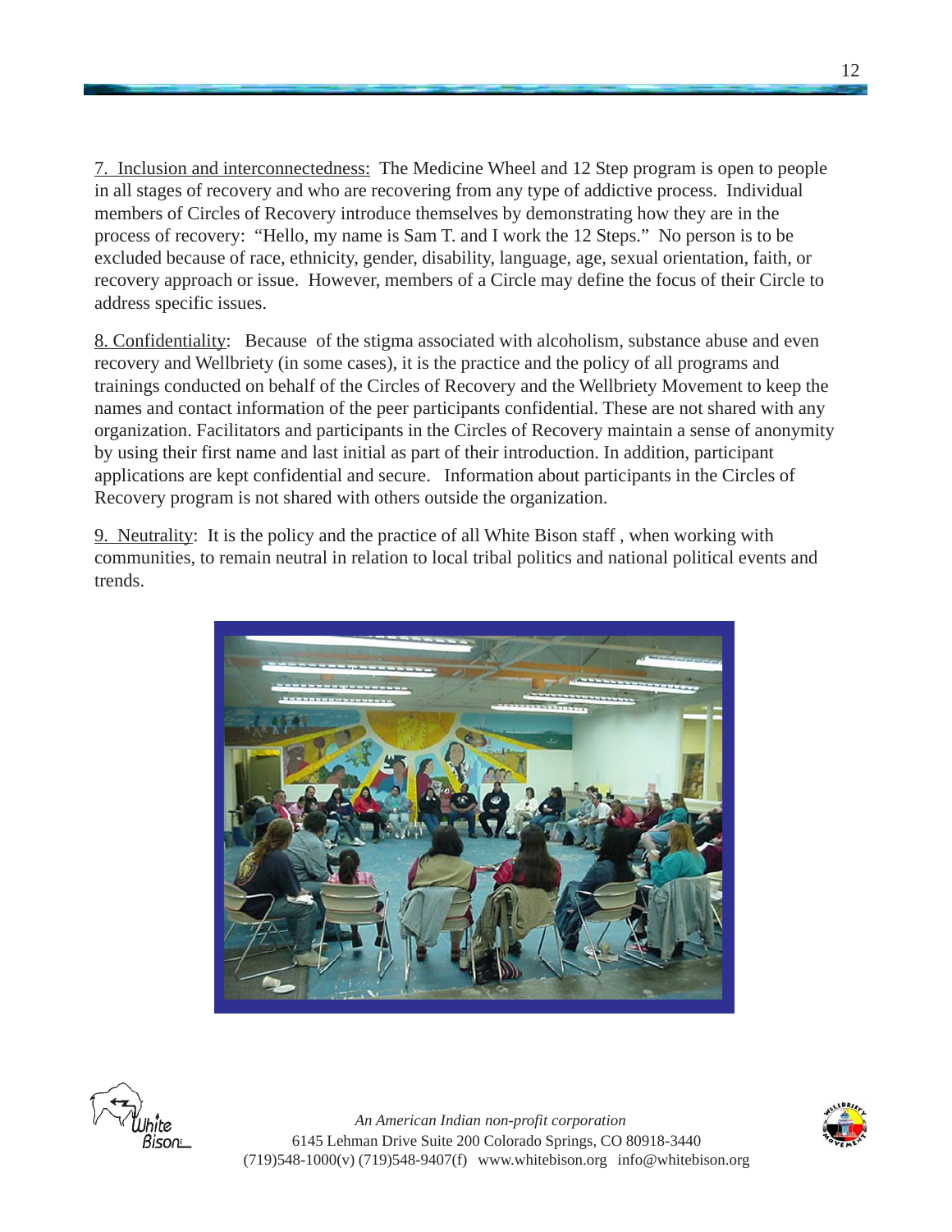<u>7. Inclusion and interconnectedness:</u> The Medicine Wheel and 12 Step program is open to people in all stages of recovery and who are recovering from any type of addictive process. Individual members of Circles of Recovery introduce themselves by demonstrating how they are in the process of recovery: "Hello, my name is Sam T. and I work the 12 Steps." No person is to be excluded because of race, ethnicity, gender, disability, language, age, sexual orientation, faith, or recovery approach or issue. However, members of a Circle may define the focus of their Circle to address specific issues.

<u>8. Confidentiality</u>: Because of the stigma associated with alcoholism, substance abuse and even recovery and Wellbriety (in some cases), it is the practice and the policy of all programs and trainings conducted on behalf of the Circles of Recovery and the Wellbriety Movement to keep the names and contact information of the peer participants confidential. These are not shared with any organization. Facilitators and participants in the Circles of Recovery maintain a sense of anonymity by using their first name and last initial as part of their introduction. In addition, participant applications are kept confidential and secure. Information about participants in the Circles of Recovery program is not shared with others outside the organization.

<u>9. Neutrality</u>: It is the policy and the practice of all White Bison staff , when working with communities, to remain neutral in relation to local tribal politics and national political events and trends.

*An American Indian non-profit corporation*
6145 Lehman Drive Suite 200 Colorado Springs, CO 80918-3440
(719)548-1000(v) (719)548-9407(f) www.whitebison.org info@whitebison.org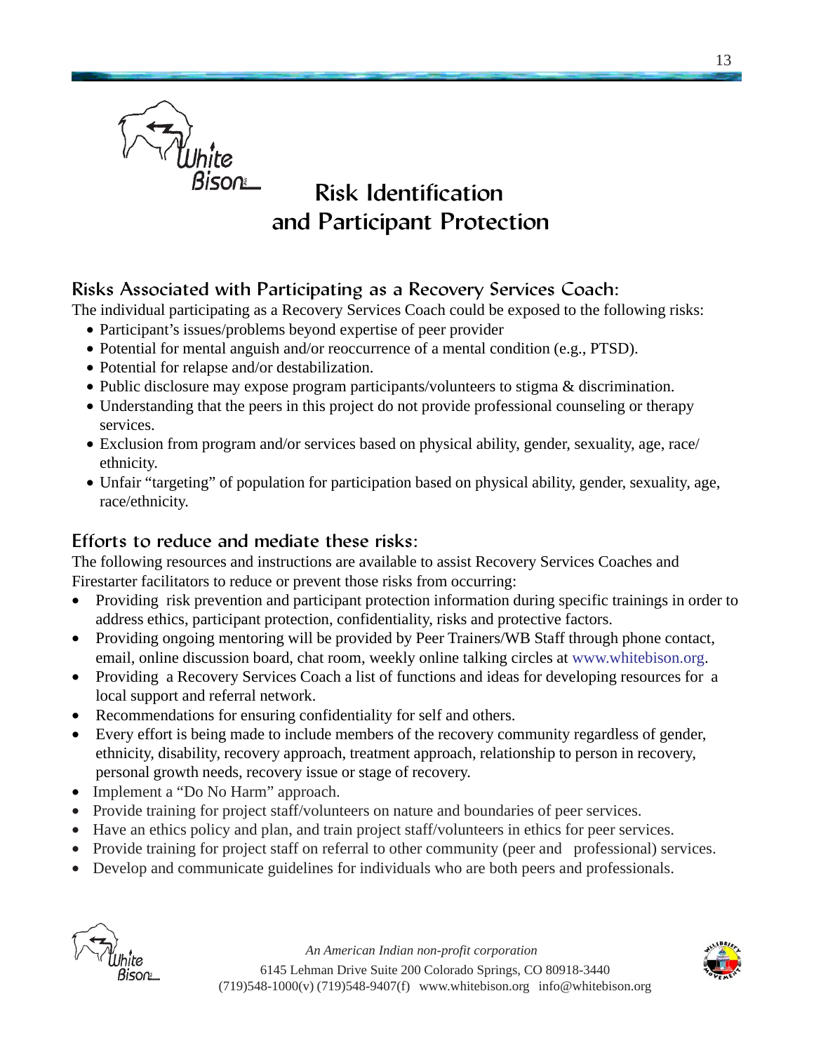# Risk Identification and Participant Protection

## Risks Associated with Participating as a Recovery Services Coach:

The individual participating as a Recovery Services Coach could be exposed to the following risks:

- Participant's issues/problems beyond expertise of peer provider
- Potential for mental anguish and/or reoccurrence of a mental condition (e.g., PTSD).
- Potential for relapse and/or destabilization.
- Public disclosure may expose program participants/volunteers to stigma & discrimination.
- Understanding that the peers in this project do not provide professional counseling or therapy services.
- Exclusion from program and/or services based on physical ability, gender, sexuality, age, race/ethnicity.
- Unfair "targeting" of population for participation based on physical ability, gender, sexuality, age, race/ethnicity.

## Efforts to reduce and mediate these risks:

The following resources and instructions are available to assist Recovery Services Coaches and Firestarter facilitators to reduce or prevent those risks from occurring:

- Providing risk prevention and participant protection information during specific trainings in order to address ethics, participant protection, confidentiality, risks and protective factors.
- Providing ongoing mentoring will be provided by Peer Trainers/WB Staff through phone contact, email, online discussion board, chat room, weekly online talking circles at www.whitebison.org.
- Providing a Recovery Services Coach a list of functions and ideas for developing resources for a local support and referral network.
- Recommendations for ensuring confidentiality for self and others.
- Every effort is being made to include members of the recovery community regardless of gender, ethnicity, disability, recovery approach, treatment approach, relationship to person in recovery, personal growth needs, recovery issue or stage of recovery.
- Implement a "Do No Harm" approach.
- Provide training for project staff/volunteers on nature and boundaries of peer services.
- Have an ethics policy and plan, and train project staff/volunteers in ethics for peer services.
- Provide training for project staff on referral to other community (peer and professional) services.
- Develop and communicate guidelines for individuals who are both peers and professionals.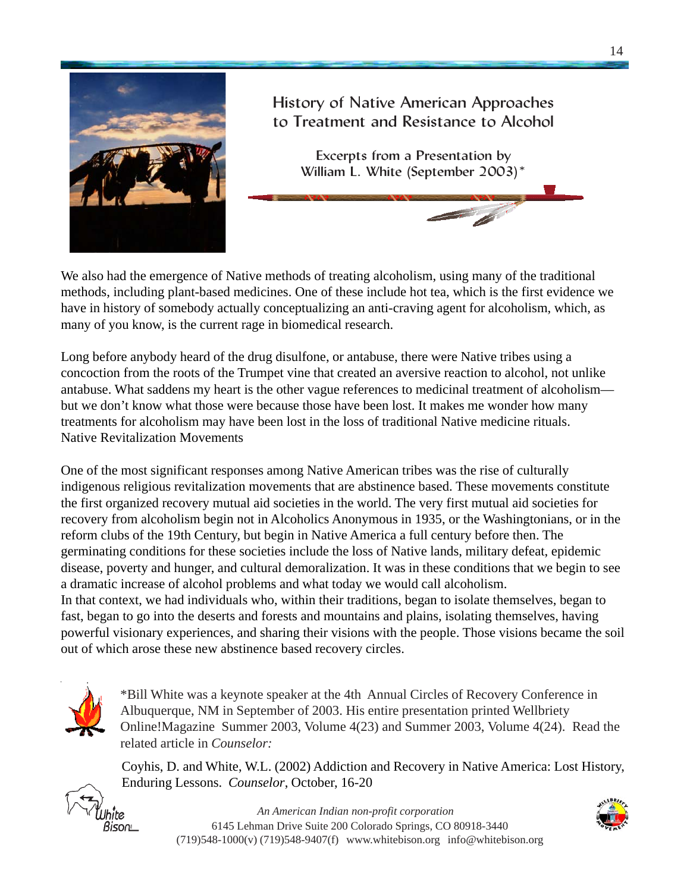# History of Native American Approaches to Treatment and Resistance to Alcohol

Excerpts from a Presentation by William L. White (September 2003)*

We also had the emergence of Native methods of treating alcoholism, using many of the traditional methods, including plant-based medicines. One of these include hot tea, which is the first evidence we have in history of somebody actually conceptualizing an anti-craving agent for alcoholism, which, as many of you know, is the current rage in biomedical research.

Long before anybody heard of the drug disulfone, or antabuse, there were Native tribes using a concoction from the roots of the Trumpet vine that created an aversive reaction to alcohol, not unlike antabuse. What saddens my heart is the other vague references to medicinal treatment of alcoholism—but we don't know what those were because those have been lost. It makes me wonder how many treatments for alcoholism may have been lost in the loss of traditional Native medicine rituals.

## Native Revitalization Movements

One of the most significant responses among Native American tribes was the rise of culturally indigenous religious revitalization movements that are abstinence based. These movements constitute the first organized recovery mutual aid societies in the world. The very first mutual aid societies for recovery from alcoholism begin not in Alcoholics Anonymous in 1935, or the Washingtonians, or in the reform clubs of the 19th Century, but begin in Native America a full century before then. The germinating conditions for these societies include the loss of Native lands, military defeat, epidemic disease, poverty and hunger, and cultural demoralization. It was in these conditions that we begin to see a dramatic increase of alcohol problems and what today we would call alcoholism.

In that context, we had individuals who, within their traditions, began to isolate themselves, began to fast, began to go into the deserts and forests and mountains and plains, isolating themselves, having powerful visionary experiences, and sharing their visions with the people. Those visions became the soil out of which arose these new abstinence based recovery circles.

*Bill White was a keynote speaker at the 4th Annual Circles of Recovery Conference in Albuquerque, NM in September of 2003. His entire presentation printed Wellbriety Online!Magazine Summer 2003, Volume 4(23) and Summer 2003, Volume 4(24). Read the related article in *Counselor:*

Coyhis, D. and White, W.L. (2002) Addiction and Recovery in Native America: Lost History, Enduring Lessons. *Counselor*, October, 16-20

*An American Indian non-profit corporation*
6145 Lehman Drive Suite 200 Colorado Springs, CO 80918-3440
(719)548-1000(v) (719)548-9407(f) www.whitebison.org info@whitebison.org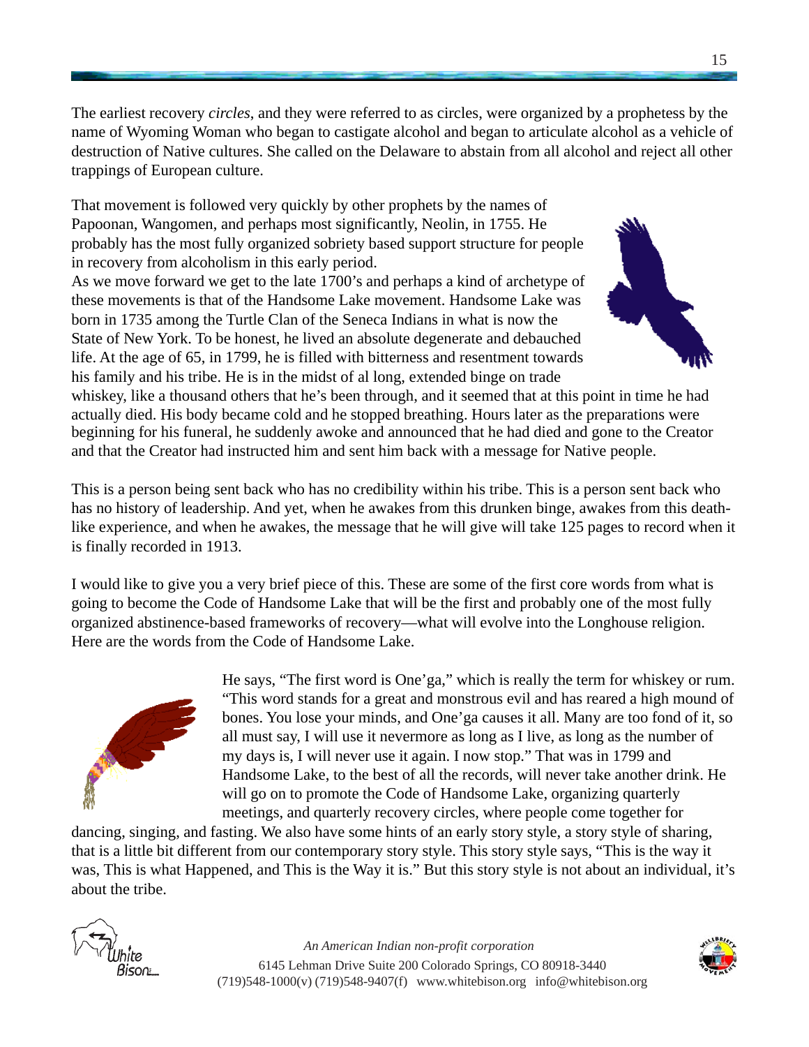The earliest recovery *circles*, and they were referred to as circles, were organized by a prophetess by the name of Wyoming Woman who began to castigate alcohol and began to articulate alcohol as a vehicle of destruction of Native cultures. She called on the Delaware to abstain from all alcohol and reject all other trappings of European culture.

That movement is followed very quickly by other prophets by the names of Papoonan, Wangomen, and perhaps most significantly, Neolin, in 1755. He probably has the most fully organized sobriety based support structure for people in recovery from alcoholism in this early period.
As we move forward we get to the late 1700's and perhaps a kind of archetype of these movements is that of the Handsome Lake movement. Handsome Lake was born in 1735 among the Turtle Clan of the Seneca Indians in what is now the State of New York. To be honest, he lived an absolute degenerate and debauched life. At the age of 65, in 1799, he is filled with bitterness and resentment towards his family and his tribe. He is in the midst of al long, extended binge on trade whiskey, like a thousand others that he's been through, and it seemed that at this point in time he had actually died. His body became cold and he stopped breathing. Hours later as the preparations were beginning for his funeral, he suddenly awoke and announced that he had died and gone to the Creator and that the Creator had instructed him and sent him back with a message for Native people.

This is a person being sent back who has no credibility within his tribe. This is a person sent back who has no history of leadership. And yet, when he awakes from this drunken binge, awakes from this death-like experience, and when he awakes, the message that he will give will take 125 pages to record when it is finally recorded in 1913.

I would like to give you a very brief piece of this. These are some of the first core words from what is going to become the Code of Handsome Lake that will be the first and probably one of the most fully organized abstinence-based frameworks of recovery—what will evolve into the Longhouse religion. Here are the words from the Code of Handsome Lake.

He says, "The first word is One'ga," which is really the term for whiskey or rum. "This word stands for a great and monstrous evil and has reared a high mound of bones. You lose your minds, and One'ga causes it all. Many are too fond of it, so all must say, I will use it nevermore as long as I live, as long as the number of my days is, I will never use it again. I now stop." That was in 1799 and Handsome Lake, to the best of all the records, will never take another drink. He will go on to promote the Code of Handsome Lake, organizing quarterly meetings, and quarterly recovery circles, where people come together for dancing, singing, and fasting. We also have some hints of an early story style, a story style of sharing, that is a little bit different from our contemporary story style. This story style says, "This is the way it was, This is what Happened, and This is the Way it is." But this story style is not about an individual, it's about the tribe.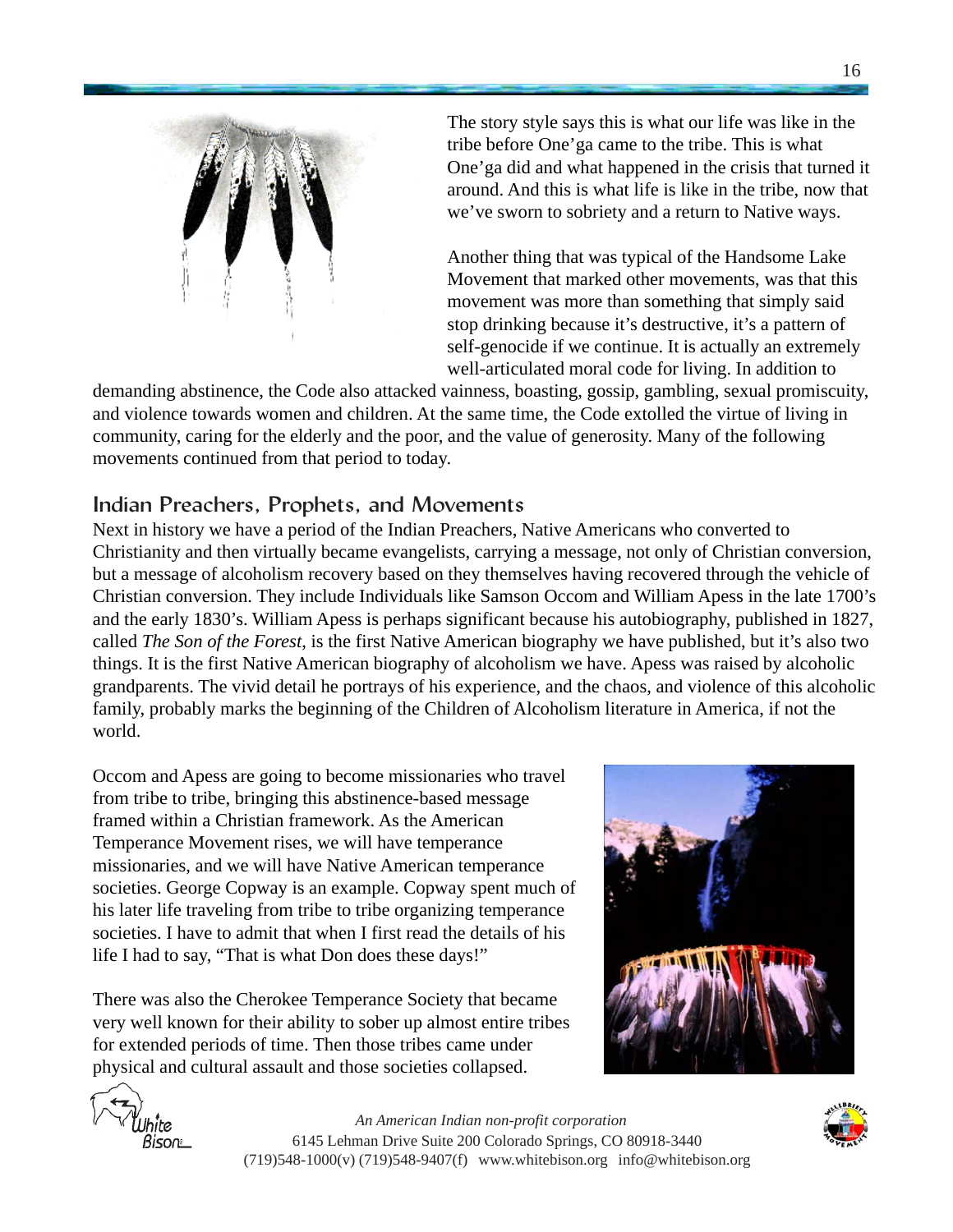The story style says this is what our life was like in the tribe before One'ga came to the tribe. This is what One'ga did and what happened in the crisis that turned it around. And this is what life is like in the tribe, now that we've sworn to sobriety and a return to Native ways.

Another thing that was typical of the Handsome Lake Movement that marked other movements, was that this movement was more than something that simply said stop drinking because it's destructive, it's a pattern of self-genocide if we continue. It is actually an extremely well-articulated moral code for living. In addition to demanding abstinence, the Code also attacked vainness, boasting, gossip, gambling, sexual promiscuity, and violence towards women and children. At the same time, the Code extolled the virtue of living in community, caring for the elderly and the poor, and the value of generosity. Many of the following movements continued from that period to today.

## Indian Preachers, Prophets, and Movements

Next in history we have a period of the Indian Preachers, Native Americans who converted to Christianity and then virtually became evangelists, carrying a message, not only of Christian conversion, but a message of alcoholism recovery based on they themselves having recovered through the vehicle of Christian conversion. They include Individuals like Samson Occom and William Apess in the late 1700's and the early 1830's. William Apess is perhaps significant because his autobiography, published in 1827, called *The Son of the Forest*, is the first Native American biography we have published, but it's also two things. It is the first Native American biography of alcoholism we have. Apess was raised by alcoholic grandparents. The vivid detail he portrays of his experience, and the chaos, and violence of this alcoholic family, probably marks the beginning of the Children of Alcoholism literature in America, if not the world.

Occom and Apess are going to become missionaries who travel from tribe to tribe, bringing this abstinence-based message framed within a Christian framework. As the American Temperance Movement rises, we will have temperance missionaries, and we will have Native American temperance societies. George Copway is an example. Copway spent much of his later life traveling from tribe to tribe organizing temperance societies. I have to admit that when I first read the details of his life I had to say, "That is what Don does these days!"

There was also the Cherokee Temperance Society that became very well known for their ability to sober up almost entire tribes for extended periods of time. Then those tribes came under physical and cultural assault and those societies collapsed.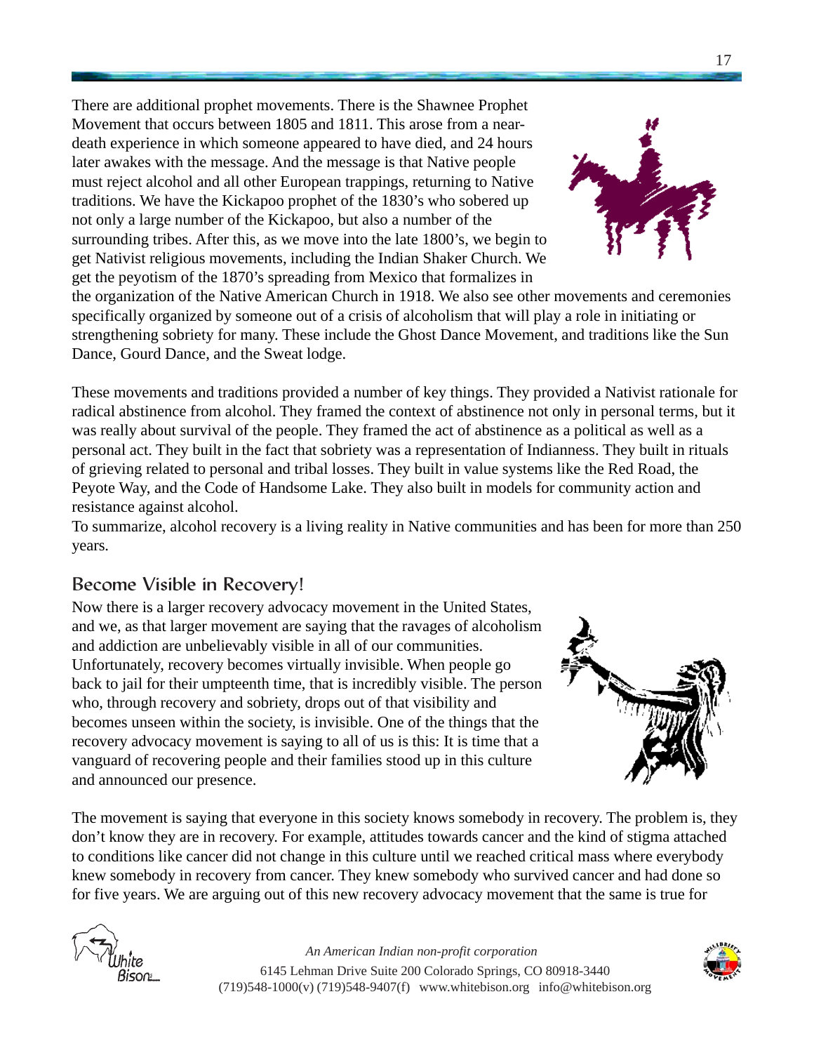There are additional prophet movements. There is the Shawnee Prophet Movement that occurs between 1805 and 1811. This arose from a near-death experience in which someone appeared to have died, and 24 hours later awakes with the message. And the message is that Native people must reject alcohol and all other European trappings, returning to Native traditions. We have the Kickapoo prophet of the 1830's who sobered up not only a large number of the Kickapoo, but also a number of the surrounding tribes. After this, as we move into the late 1800's, we begin to get Nativist religious movements, including the Indian Shaker Church. We get the peyotism of the 1870's spreading from Mexico that formalizes in the organization of the Native American Church in 1918. We also see other movements and ceremonies specifically organized by someone out of a crisis of alcoholism that will play a role in initiating or strengthening sobriety for many. These include the Ghost Dance Movement, and traditions like the Sun Dance, Gourd Dance, and the Sweat lodge.

These movements and traditions provided a number of key things. They provided a Nativist rationale for radical abstinence from alcohol. They framed the context of abstinence not only in personal terms, but it was really about survival of the people. They framed the act of abstinence as a political as well as a personal act. They built in the fact that sobriety was a representation of Indianness. They built in rituals of grieving related to personal and tribal losses. They built in value systems like the Red Road, the Peyote Way, and the Code of Handsome Lake. They also built in models for community action and resistance against alcohol.

To summarize, alcohol recovery is a living reality in Native communities and has been for more than 250 years.

## Become Visible in Recovery!

Now there is a larger recovery advocacy movement in the United States, and we, as that larger movement are saying that the ravages of alcoholism and addiction are unbelievably visible in all of our communities. Unfortunately, recovery becomes virtually invisible. When people go back to jail for their umpteenth time, that is incredibly visible. The person who, through recovery and sobriety, drops out of that visibility and becomes unseen within the society, is invisible. One of the things that the recovery advocacy movement is saying to all of us is this: It is time that a vanguard of recovering people and their families stood up in this culture and announced our presence.

The movement is saying that everyone in this society knows somebody in recovery. The problem is, they don't know they are in recovery. For example, attitudes towards cancer and the kind of stigma attached to conditions like cancer did not change in this culture until we reached critical mass where everybody knew somebody in recovery from cancer. They knew somebody who survived cancer and had done so for five years. We are arguing out of this new recovery advocacy movement that the same is true for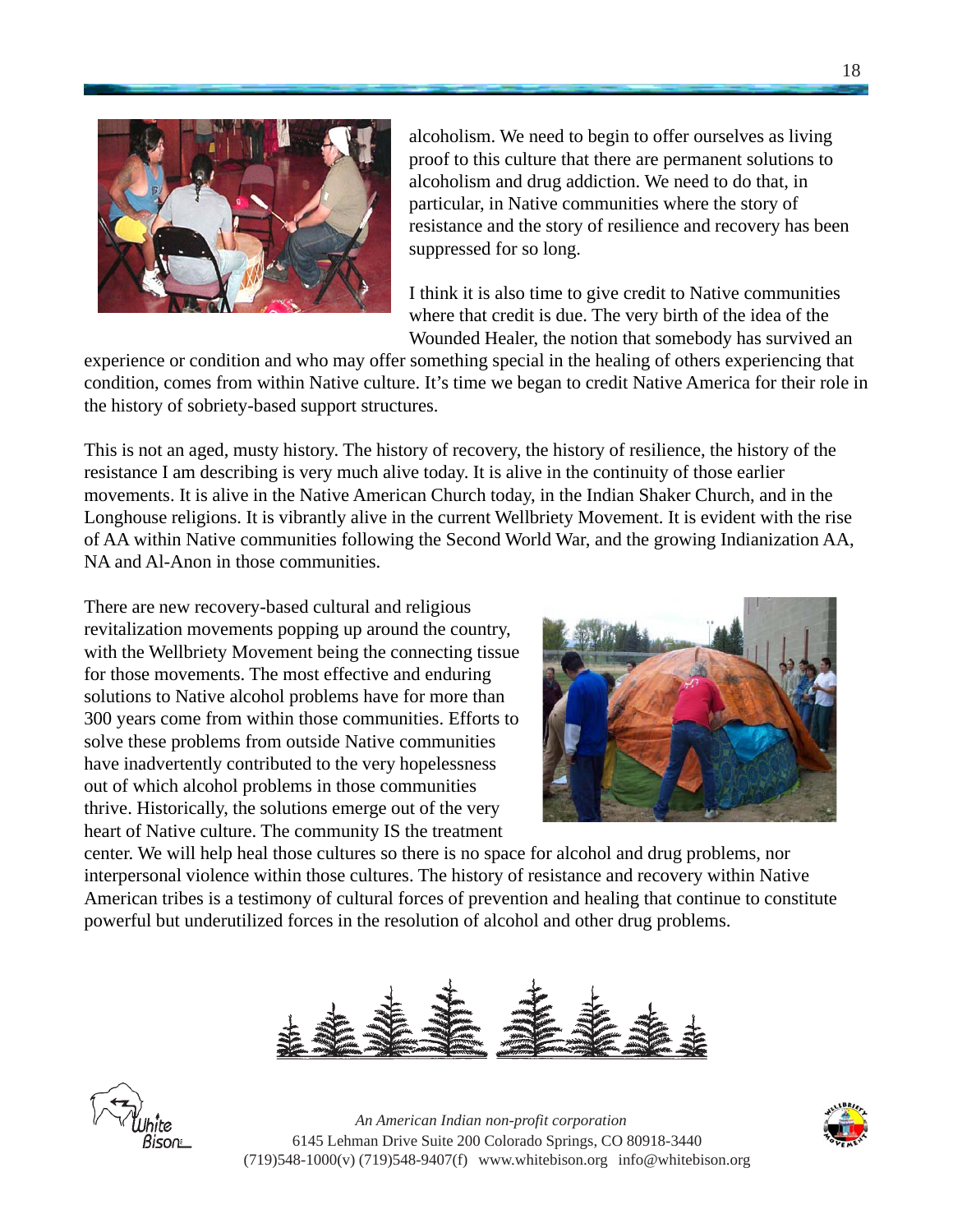alcoholism. We need to begin to offer ourselves as living proof to this culture that there are permanent solutions to alcoholism and drug addiction. We need to do that, in particular, in Native communities where the story of resistance and the story of resilience and recovery has been suppressed for so long.

I think it is also time to give credit to Native communities where that credit is due. The very birth of the idea of the Wounded Healer, the notion that somebody has survived an experience or condition and who may offer something special in the healing of others experiencing that condition, comes from within Native culture. It's time we began to credit Native America for their role in the history of sobriety-based support structures.

This is not an aged, musty history. The history of recovery, the history of resilience, the history of the resistance I am describing is very much alive today. It is alive in the continuity of those earlier movements. It is alive in the Native American Church today, in the Indian Shaker Church, and in the Longhouse religions. It is vibrantly alive in the current Wellbriety Movement. It is evident with the rise of AA within Native communities following the Second World War, and the growing Indianization AA, NA and Al-Anon in those communities.

There are new recovery-based cultural and religious revitalization movements popping up around the country, with the Wellbriety Movement being the connecting tissue for those movements. The most effective and enduring solutions to Native alcohol problems have for more than 300 years come from within those communities. Efforts to solve these problems from outside Native communities have inadvertently contributed to the very hopelessness out of which alcohol problems in those communities thrive. Historically, the solutions emerge out of the very heart of Native culture. The community IS the treatment center. We will help heal those cultures so there is no space for alcohol and drug problems, nor interpersonal violence within those cultures. The history of resistance and recovery within Native American tribes is a testimony of cultural forces of prevention and healing that continue to constitute powerful but underutilized forces in the resolution of alcohol and other drug problems.

*An American Indian non-profit corporation*
6145 Lehman Drive Suite 200 Colorado Springs, CO 80918-3440
(719)548-1000(v) (719)548-9407(f) www.whitebison.org info@whitebison.org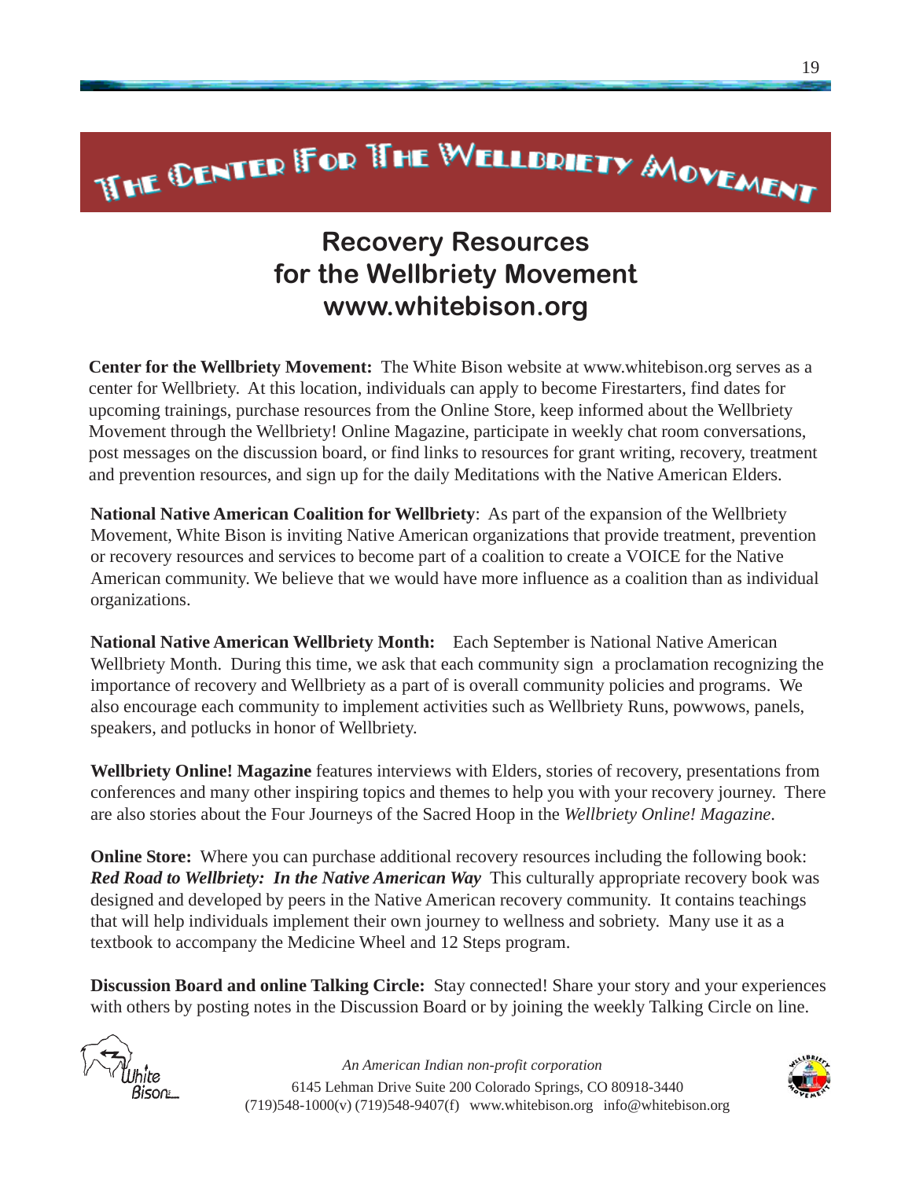# The Center For The Wellbriety Movement

## Recovery Resources for the Wellbriety Movement www.whitebison.org

**Center for the Wellbriety Movement:** The White Bison website at www.whitebison.org serves as a center for Wellbriety. At this location, individuals can apply to become Firestarters, find dates for upcoming trainings, purchase resources from the Online Store, keep informed about the Wellbriety Movement through the Wellbriety! Online Magazine, participate in weekly chat room conversations, post messages on the discussion board, or find links to resources for grant writing, recovery, treatment and prevention resources, and sign up for the daily Meditations with the Native American Elders.

**National Native American Coalition for Wellbriety**: As part of the expansion of the Wellbriety Movement, White Bison is inviting Native American organizations that provide treatment, prevention or recovery resources and services to become part of a coalition to create a VOICE for the Native American community. We believe that we would have more influence as a coalition than as individual organizations.

**National Native American Wellbriety Month:** Each September is National Native American Wellbriety Month. During this time, we ask that each community sign a proclamation recognizing the importance of recovery and Wellbriety as a part of is overall community policies and programs. We also encourage each community to implement activities such as Wellbriety Runs, powwows, panels, speakers, and potlucks in honor of Wellbriety.

**Wellbriety Online! Magazine** features interviews with Elders, stories of recovery, presentations from conferences and many other inspiring topics and themes to help you with your recovery journey. There are also stories about the Four Journeys of the Sacred Hoop in the *Wellbriety Online! Magazine*.

**Online Store:** Where you can purchase additional recovery resources including the following book: ***Red Road to Wellbriety: In the Native American Way*** This culturally appropriate recovery book was designed and developed by peers in the Native American recovery community. It contains teachings that will help individuals implement their own journey to wellness and sobriety. Many use it as a textbook to accompany the Medicine Wheel and 12 Steps program.

**Discussion Board and online Talking Circle:** Stay connected! Share your story and your experiences with others by posting notes in the Discussion Board or by joining the weekly Talking Circle on line.

*An American Indian non-profit corporation*
6145 Lehman Drive Suite 200 Colorado Springs, CO 80918-3440
(719)548-1000(v) (719)548-9407(f) www.whitebison.org info@whitebison.org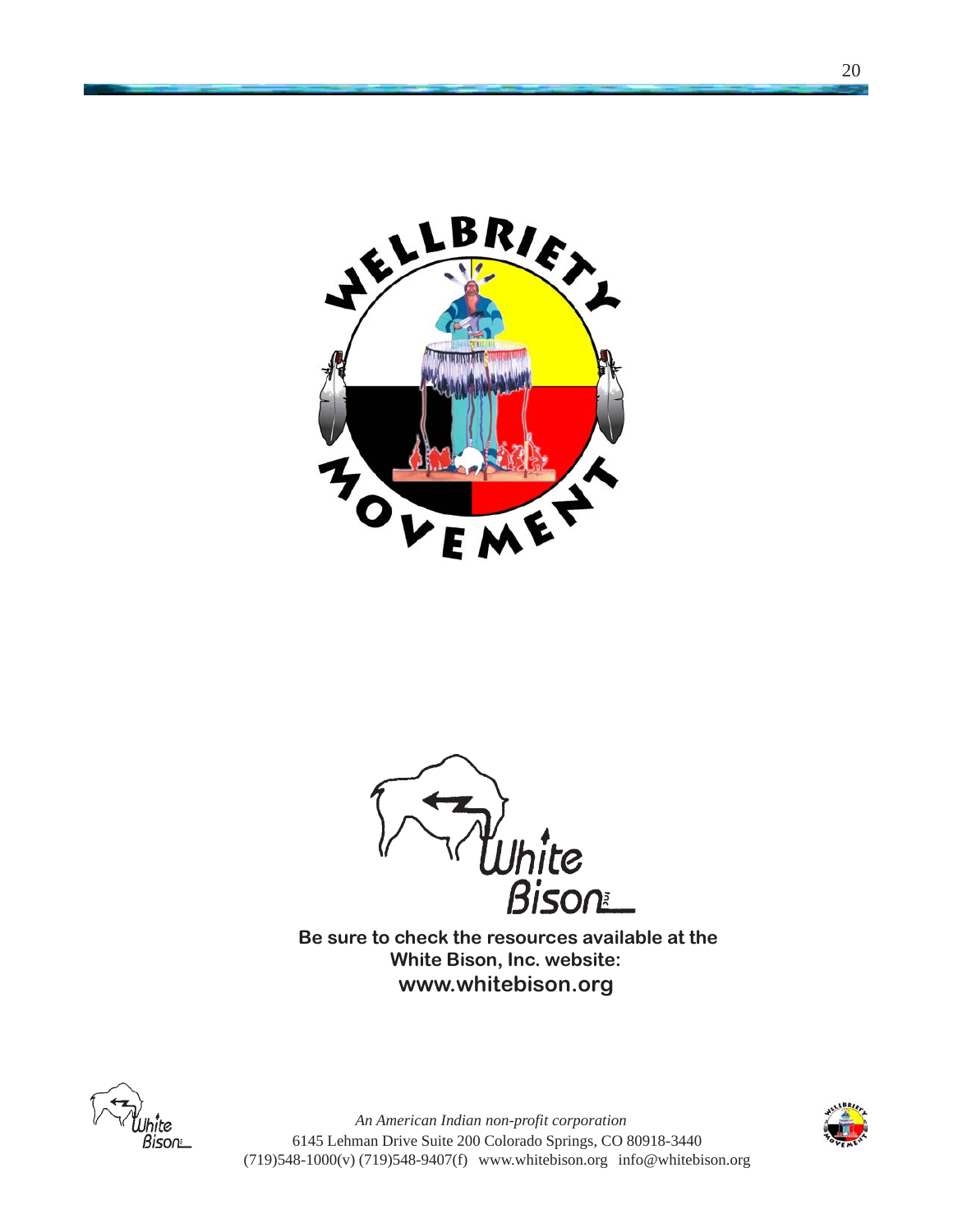Be sure to check the resources available at the White Bison, Inc. website:
**www.whitebison.org**

*An American Indian non-profit corporation*
6145 Lehman Drive Suite 200 Colorado Springs, CO 80918-3440
(719)548-1000(v) (719)548-9407(f) www.whitebison.org info@whitebison.org